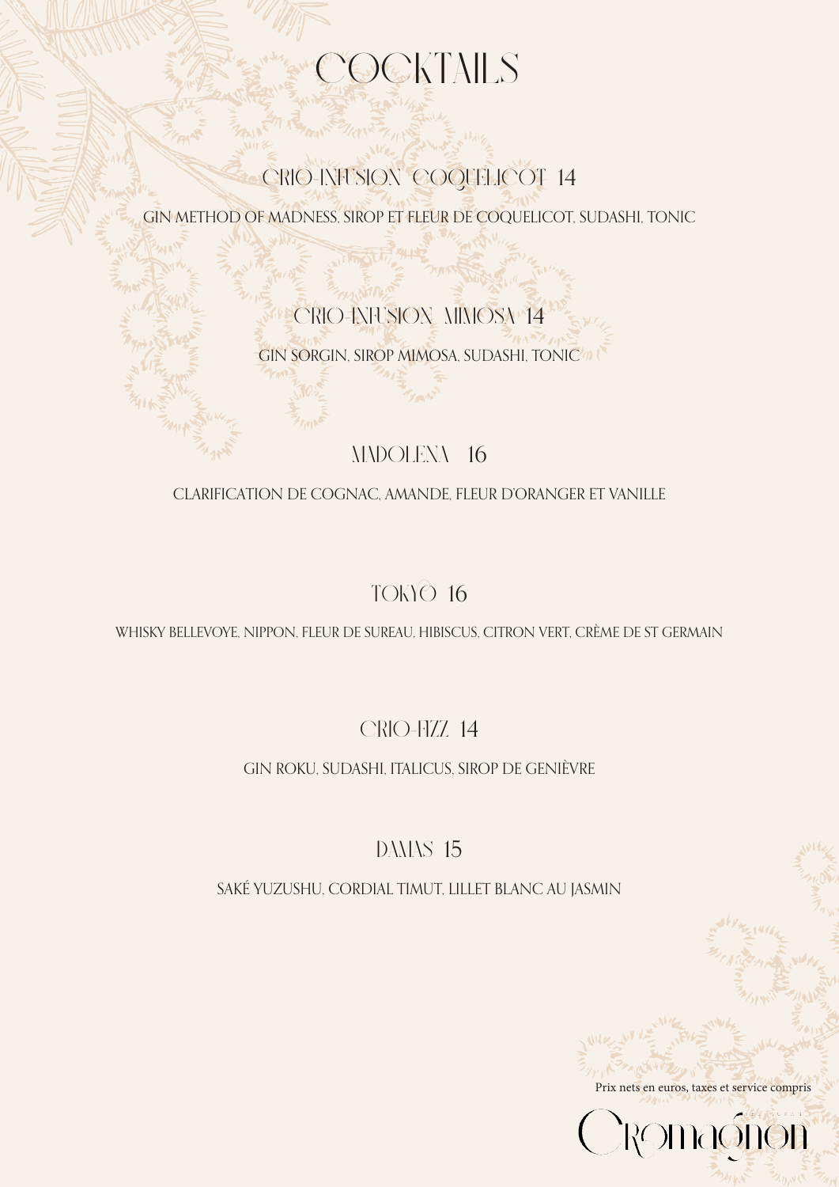# COCKTAILS

## CRIO-INFUSION COQUELICOT 14

GIN METHOD OF MADNESS, SIROP ET FLEUR DE COQUELICOT, SUDASHI, TONIC

## CRIO-INFUSION MIMOSA 14

GIN SORGIN, SIROP MIMOSA, SUDASHI, TONIC

## MADOLENA 16

CLARIFICATION DE COGNAC, AMANDE, FLEUR D'ORANGER ET VANILLE

## TOKYO 16

WHISKY BELLEVOYE, NIPPON, FLEUR DE SUREAU, HIBISCUS, CITRON VERT, CRÈME DE ST GERMAIN

## CRIO-FIZZ 14

GIN ROKU, SUDASHI, ITALICUS, SIROP DE GENIÈVRE

## DAMAS 15

SAKÉ YUZUSHU, CORDIAL TIMUT, LILLET BLANC AU JASMIN

Prix nets en euros, taxes et service compris

Cromagnon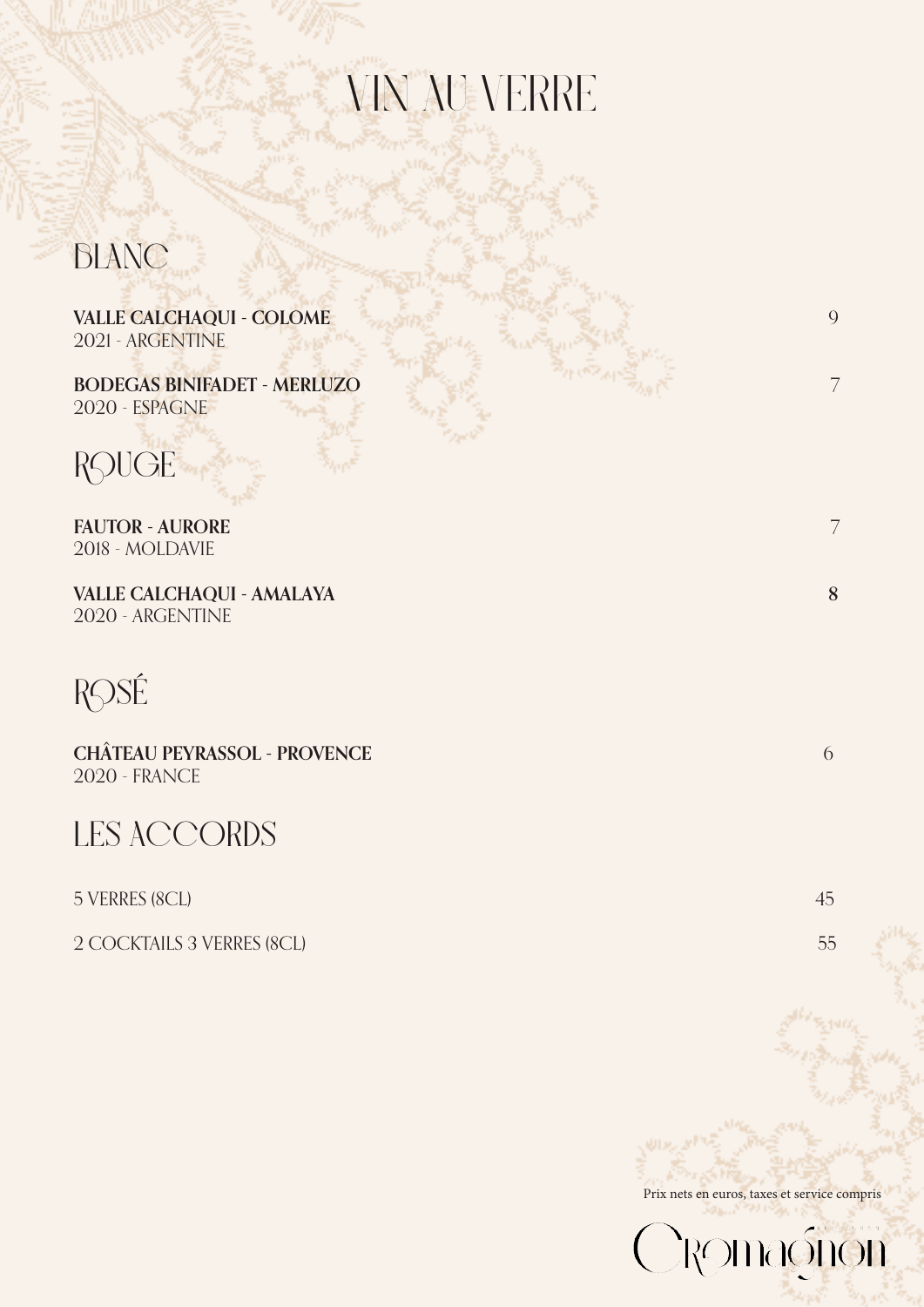# VIN AU VERRE

## BLANC

**VALLE CALCHAQUI - COLOME** 9
2021 - ARGENTINE

**BODEGAS BINIFADET - MERLUZO** 7
2020 - ESPAGNE

## ROUGE

**FAUTOR - AURORE** 7
2018 - MOLDAVIE

**VALLE CALCHAQUI - AMALAYA** 8
2020 - ARGENTINE

## ROSÉ

**CHÂTEAU PEYRASSOL - PROVENCE** 6
2020 - FRANCE

## LES ACCORDS

5 VERRES (8CL) 45

2 COCKTAILS 3 VERRES (8CL) 55

Prix nets en euros, taxes et service compris

Cromagnon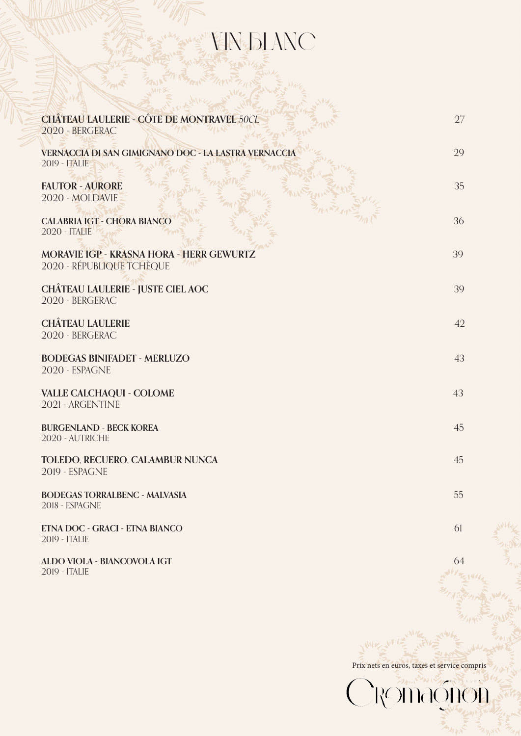# VIN BLANC

| | |
|---|---|
| **CHÂTEAU LAULERIE - CÔTE DE MONTRAVEL** *50CL*<br>2020 - BERGERAC | 27 |
| **VERNACCIA DI SAN GIMIGNANO DOC - LA LASTRA VERNACCIA**<br>2019 - ITALIE | 29 |
| **FAUTOR - AURORE**<br>2020 - MOLDAVIE | 35 |
| **CALABRIA IGT - CHORA BIANCO**<br>2020 - ITALIE | 36 |
| **MORAVIE IGP - KRASNA HORA - HERR GEWURTZ**<br>2020 - RÉPUBLIQUE TCHÈQUE | 39 |
| **CHÂTEAU LAULERIE - JUSTE CIEL AOC**<br>2020 - BERGERAC | 39 |
| **CHÂTEAU LAULERIE**<br>2020 - BERGERAC | 42 |
| **BODEGAS BINIFADET - MERLUZO**<br>2020 - ESPAGNE | 43 |
| **VALLE CALCHAQUI - COLOME**<br>2021 - ARGENTINE | 43 |
| **BURGENLAND - BECK KOREA**<br>2020 - AUTRICHE | 45 |
| **TOLEDO, RECUERO, CALAMBUR NUNCA**<br>2019 - ESPAGNE | 45 |
| **BODEGAS TORRALBENC - MALVASIA**<br>2018 - ESPAGNE | 55 |
| **ETNA DOC - GRACI - ETNA BIANCO**<br>2019 - ITALIE | 61 |
| **ALDO VIOLA - BIANCOVOLA IGT**<br>2019 - ITALIE | 64 |

Prix nets en euros, taxes et service compris

Cromagnon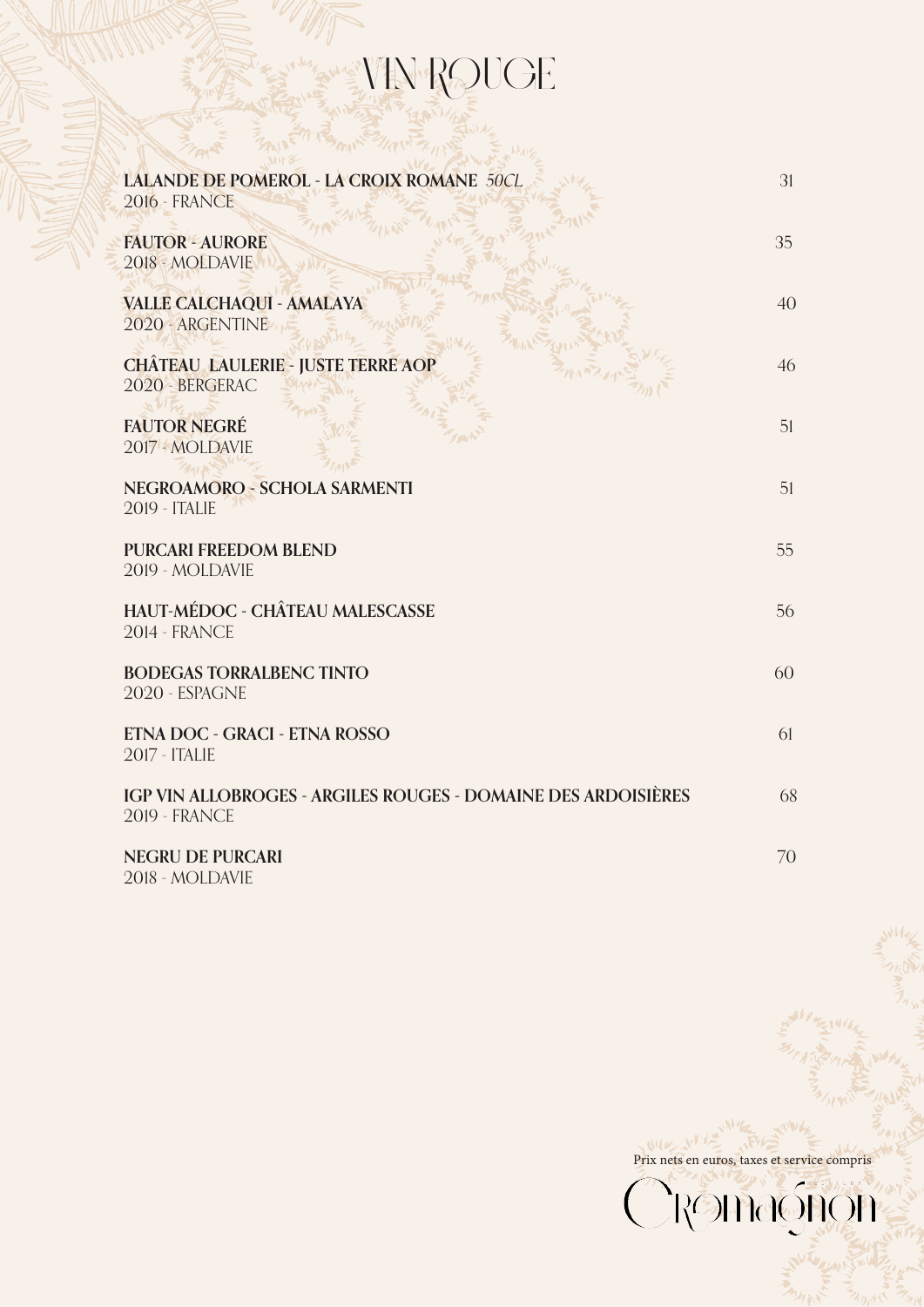# VIN ROUGE

| | |
|---|---|
| **LALANDE DE POMEROL - LA CROIX ROMANE** *50CL*<br>2016 - FRANCE | 31 |
| **FAUTOR - AURORE**<br>2018 - MOLDAVIE | 35 |
| **VALLE CALCHAQUI - AMALAYA**<br>2020 - ARGENTINE | 40 |
| **CHÂTEAU LAULERIE - JUSTE TERRE AOP**<br>2020 - BERGERAC | 46 |
| **FAUTOR NEGRÉ**<br>2017 - MOLDAVIE | 51 |
| **NEGROAMORO - SCHOLA SARMENTI**<br>2019 - ITALIE | 51 |
| **PURCARI FREEDOM BLEND**<br>2019 - MOLDAVIE | 55 |
| **HAUT-MÉDOC - CHÂTEAU MALESCASSE**<br>2014 - FRANCE | 56 |
| **BODEGAS TORRALBENC TINTO**<br>2020 - ESPAGNE | 60 |
| **ETNA DOC - GRACI - ETNA ROSSO**<br>2017 - ITALIE | 61 |
| **IGP VIN ALLOBROGES - ARGILES ROUGES - DOMAINE DES ARDOISIÈRES**<br>2019 - FRANCE | 68 |
| **NEGRU DE PURCARI**<br>2018 - MOLDAVIE | 70 |

Prix nets en euros, taxes et service compris

Cromagnon